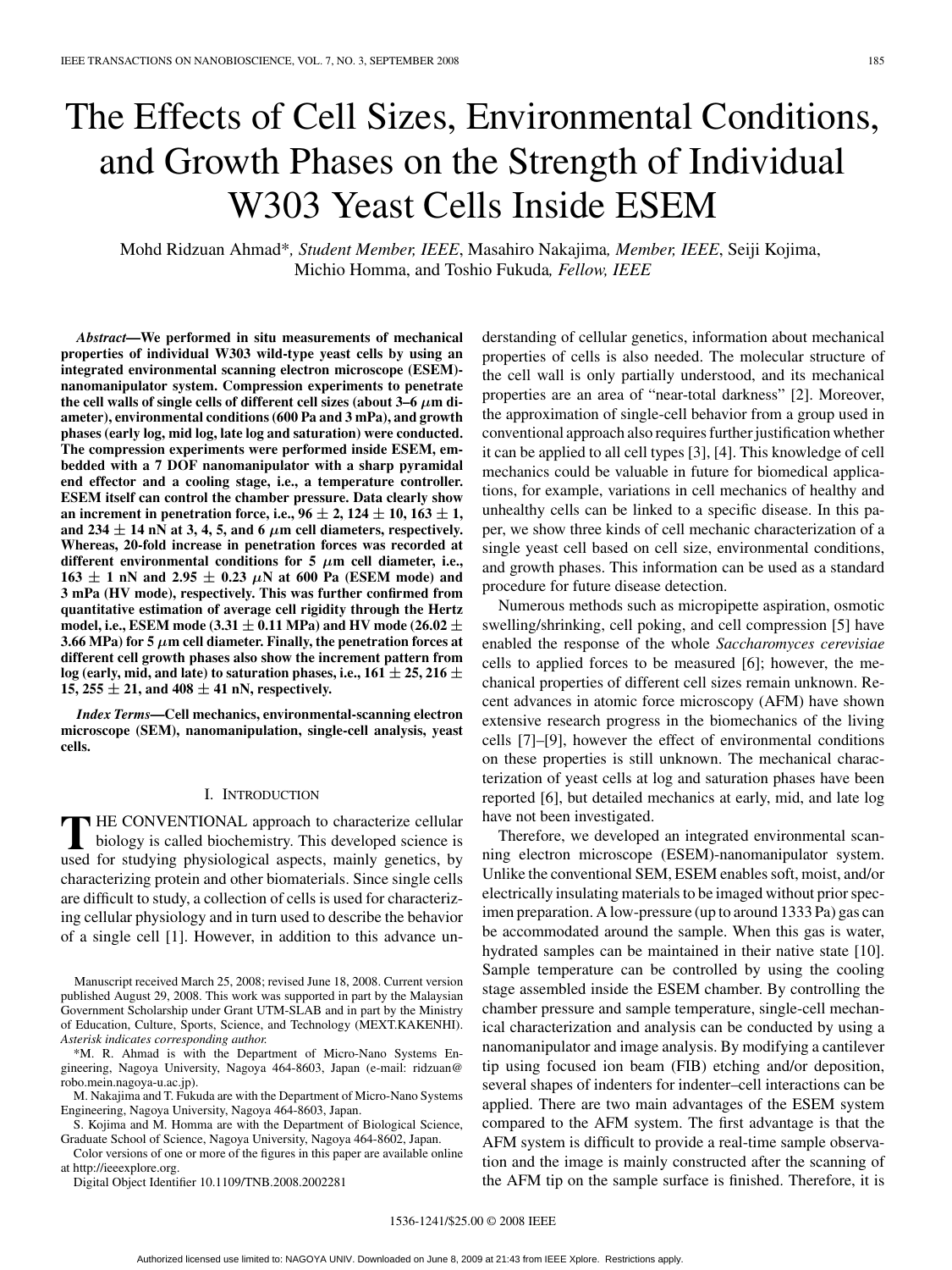# The Effects of Cell Sizes, Environmental Conditions, and Growth Phases on the Strength of Individual W303 Yeast Cells Inside ESEM

Mohd Ridzuan Ahmad*, *Student Member, IEEE*, Masahiro Nakajima, *Member, IEEE*, Seiji Kojima, Michio Homma, and Toshio Fukuda, *Fellow, IEEE*

***Abstract*—We performed in situ measurements of mechanical properties of individual W303 wild-type yeast cells by using an integrated environmental scanning electron microscope (ESEM)-nanomanipulator system. Compression experiments to penetrate the cell walls of single cells of different cell sizes (about 3–6 $\mu$m diameter), environmental conditions (600 Pa and 3 mPa), and growth phases (early log, mid log, late log and saturation) were conducted. The compression experiments were performed inside ESEM, embedded with a 7 DOF nanomanipulator with a sharp pyramidal end effector and a cooling stage, i.e., a temperature controller. ESEM itself can control the chamber pressure. Data clearly show an increment in penetration force, i.e., 96 $\pm$ 2, 124 $\pm$ 10, 163 $\pm$ 1, and 234 $\pm$ 14 nN at 3, 4, 5, and 6 $\mu$m cell diameters, respectively. Whereas, 20-fold increase in penetration forces was recorded at different environmental conditions for 5 $\mu$m cell diameter, i.e., 163 $\pm$ 1 nN and 2.95 $\pm$ 0.23 $\mu$N at 600 Pa (ESEM mode) and 3 mPa (HV mode), respectively. This was further confirmed from quantitative estimation of average cell rigidity through the Hertz model, i.e., ESEM mode (3.31 $\pm$ 0.11 MPa) and HV mode (26.02 $\pm$ 3.66 MPa) for 5 $\mu$m cell diameter. Finally, the penetration forces at different cell growth phases also show the increment pattern from log (early, mid, and late) to saturation phases, i.e., 161 $\pm$ 25, 216 $\pm$ 15, 255 $\pm$ 21, and 408 $\pm$ 41 nN, respectively.**

***Index Terms*—Cell mechanics, environmental-scanning electron microscope (SEM), nanomanipulation, single-cell analysis, yeast cells.**

## I. Introduction

The CONVENTIONAL approach to characterize cellular biology is called biochemistry. This developed science is used for studying physiological aspects, mainly genetics, by characterizing protein and other biomaterials. Since single cells are difficult to study, a collection of cells is used for characterizing cellular physiology and in turn used to describe the behavior of a single cell [1]. However, in addition to this advance understanding of cellular genetics, information about mechanical properties of cells is also needed. The molecular structure of the cell wall is only partially understood, and its mechanical properties are an area of "near-total darkness" [2]. Moreover, the approximation of single-cell behavior from a group used in conventional approach also requires further justification whether it can be applied to all cell types [3], [4]. This knowledge of cell mechanics could be valuable in future for biomedical applications, for example, variations in cell mechanics of healthy and unhealthy cells can be linked to a specific disease. In this paper, we show three kinds of cell mechanic characterization of a single yeast cell based on cell size, environmental conditions, and growth phases. This information can be used as a standard procedure for future disease detection.

Numerous methods such as micropipette aspiration, osmotic swelling/shrinking, cell poking, and cell compression [5] have enabled the response of the whole *Saccharomyces cerevisiae* cells to applied forces to be measured [6]; however, the mechanical properties of different cell sizes remain unknown. Recent advances in atomic force microscopy (AFM) have shown extensive research progress in the biomechanics of the living cells [7]–[9], however the effect of environmental conditions on these properties is still unknown. The mechanical characterization of yeast cells at log and saturation phases have been reported [6], but detailed mechanics at early, mid, and late log have not been investigated.

Therefore, we developed an integrated environmental scanning electron microscope (ESEM)-nanomanipulator system. Unlike the conventional SEM, ESEM enables soft, moist, and/or electrically insulating materials to be imaged without prior specimen preparation. A low-pressure (up to around 1333 Pa) gas can be accommodated around the sample. When this gas is water, hydrated samples can be maintained in their native state [10]. Sample temperature can be controlled by using the cooling stage assembled inside the ESEM chamber. By controlling the chamber pressure and sample temperature, single-cell mechanical characterization and analysis can be conducted by using a nanomanipulator and image analysis. By modifying a cantilever tip using focused ion beam (FIB) etching and/or deposition, several shapes of indenters for indenter–cell interactions can be applied. There are two main advantages of the ESEM system compared to the AFM system. The first advantage is that the AFM system is difficult to provide a real-time sample observation and the image is mainly constructed after the scanning of the AFM tip on the sample surface is finished. Therefore, it is

---

Manuscript received March 25, 2008; revised June 18, 2008. Current version published August 29, 2008. This work was supported in part by the Malaysian Government Scholarship under Grant UTM-SLAB and in part by the Ministry of Education, Culture, Sports, Science, and Technology (MEXT.KAKENHI). *Asterisk indicates corresponding author.*

*M. R. Ahmad is with the Department of Micro-Nano Systems Engineering, Nagoya University, Nagoya 464-8603, Japan (e-mail: ridzuan@robo.mein.nagoya-u.ac.jp).

M. Nakajima and T. Fukuda are with the Department of Micro-Nano Systems Engineering, Nagoya University, Nagoya 464-8603, Japan.

S. Kojima and M. Homma are with the Department of Biological Science, Graduate School of Science, Nagoya University, Nagoya 464-8602, Japan.

Color versions of one or more of the figures in this paper are available online at http://ieeexplore.org.

Digital Object Identifier 10.1109/TNB.2008.2002281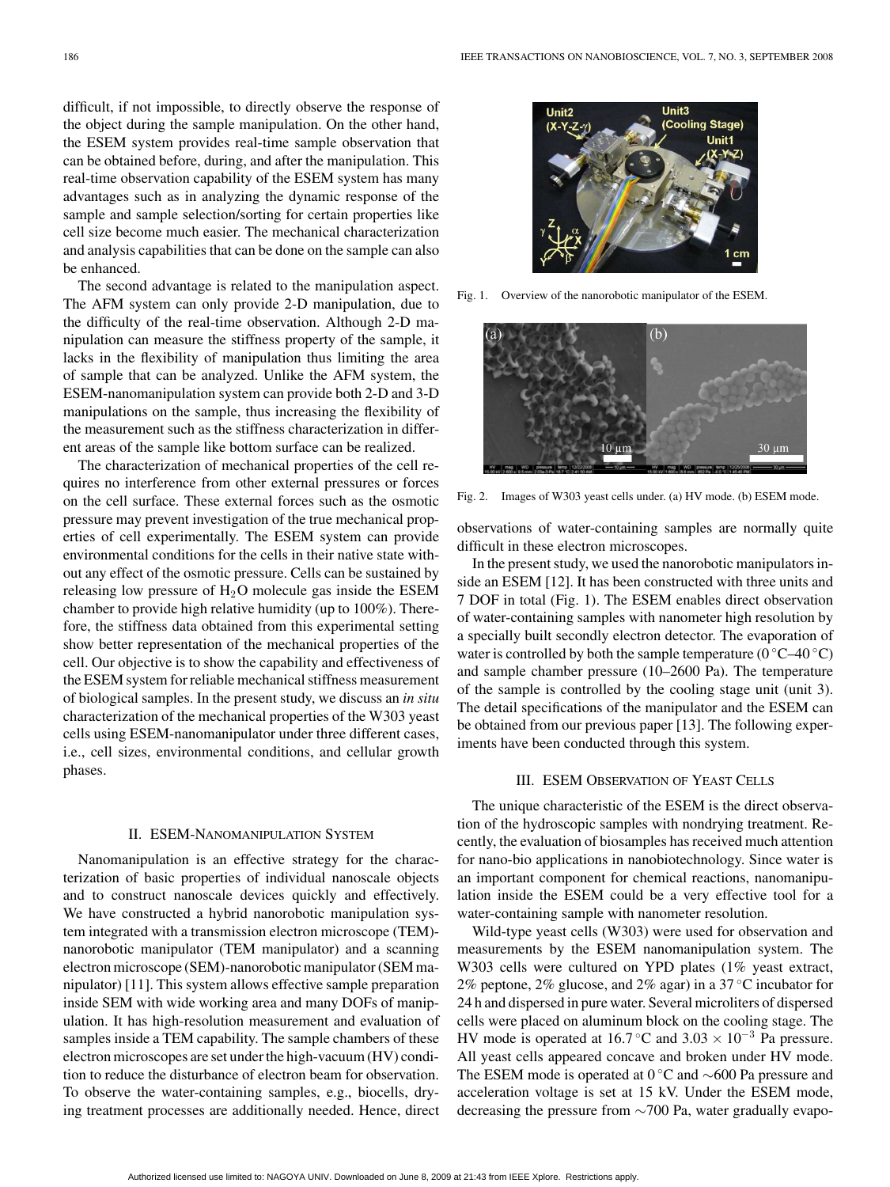difficult, if not impossible, to directly observe the response of the object during the sample manipulation. On the other hand, the ESEM system provides real-time sample observation that can be obtained before, during, and after the manipulation. This real-time observation capability of the ESEM system has many advantages such as in analyzing the dynamic response of the sample and sample selection/sorting for certain properties like cell size become much easier. The mechanical characterization and analysis capabilities that can be done on the sample can also be enhanced.

The second advantage is related to the manipulation aspect. The AFM system can only provide 2-D manipulation, due to the difficulty of the real-time observation. Although 2-D manipulation can measure the stiffness property of the sample, it lacks in the flexibility of manipulation thus limiting the area of sample that can be analyzed. Unlike the AFM system, the ESEM-nanomanipulation system can provide both 2-D and 3-D manipulations on the sample, thus increasing the flexibility of the measurement such as the stiffness characterization in different areas of the sample like bottom surface can be realized.

The characterization of mechanical properties of the cell requires no interference from other external pressures or forces on the cell surface. These external forces such as the osmotic pressure may prevent investigation of the true mechanical properties of cell experimentally. The ESEM system can provide environmental conditions for the cells in their native state without any effect of the osmotic pressure. Cells can be sustained by releasing low pressure of $H_2O$ molecule gas inside the ESEM chamber to provide high relative humidity (up to 100%). Therefore, the stiffness data obtained from this experimental setting show better representation of the mechanical properties of the cell. Our objective is to show the capability and effectiveness of the ESEM system for reliable mechanical stiffness measurement of biological samples. In the present study, we discuss an *in situ* characterization of the mechanical properties of the W303 yeast cells using ESEM-nanomanipulator under three different cases, i.e., cell sizes, environmental conditions, and cellular growth phases.

## II. ESEM-Nanomanipulation System

Nanomanipulation is an effective strategy for the characterization of basic properties of individual nanoscale objects and to construct nanoscale devices quickly and effectively. We have constructed a hybrid nanorobotic manipulation system integrated with a transmission electron microscope (TEM)-nanorobotic manipulator (TEM manipulator) and a scanning electron microscope (SEM)-nanorobotic manipulator (SEM manipulator) [11]. This system allows effective sample preparation inside SEM with wide working area and many DOFs of manipulation. It has high-resolution measurement and evaluation of samples inside a TEM capability. The sample chambers of these electron microscopes are set under the high-vacuum (HV) condition to reduce the disturbance of electron beam for observation. To observe the water-containing samples, e.g., biocells, drying treatment processes are additionally needed. Hence, direct observations of water-containing samples are normally quite difficult in these electron microscopes.

Unit2 (X-Y-Z-γ)
Unit3 (Cooling Stage)
Unit1 (X-Y-Z)
1 cm

Fig. 1. Overview of the nanorobotic manipulator of the ESEM.

(a) 10 μm
(b) 30 μm

Fig. 2. Images of W303 yeast cells under. (a) HV mode. (b) ESEM mode.

In the present study, we used the nanorobotic manipulators inside an ESEM [12]. It has been constructed with three units and 7 DOF in total (Fig. 1). The ESEM enables direct observation of water-containing samples with nanometer high resolution by a specially built secondly electron detector. The evaporation of water is controlled by both the sample temperature (0 °C–40 °C) and sample chamber pressure (10–2600 Pa). The temperature of the sample is controlled by the cooling stage unit (unit 3). The detail specifications of the manipulator and the ESEM can be obtained from our previous paper [13]. The following experiments have been conducted through this system.

## III. ESEM Observation of Yeast Cells

The unique characteristic of the ESEM is the direct observation of the hydroscopic samples with nondrying treatment. Recently, the evaluation of biosamples has received much attention for nano-bio applications in nanobiotechnology. Since water is an important component for chemical reactions, nanomanipulation inside the ESEM could be a very effective tool for a water-containing sample with nanometer resolution.

Wild-type yeast cells (W303) were used for observation and measurements by the ESEM nanomanipulation system. The W303 cells were cultured on YPD plates (1% yeast extract, 2% peptone, 2% glucose, and 2% agar) in a 37 °C incubator for 24 h and dispersed in pure water. Several microliters of dispersed cells were placed on aluminum block on the cooling stage. The HV mode is operated at 16.7 °C and $3.03 \times 10^{-3}$ Pa pressure. All yeast cells appeared concave and broken under HV mode. The ESEM mode is operated at 0 °C and ∼600 Pa pressure and acceleration voltage is set at 15 kV. Under the ESEM mode, decreasing the pressure from ∼700 Pa, water gradually evapo-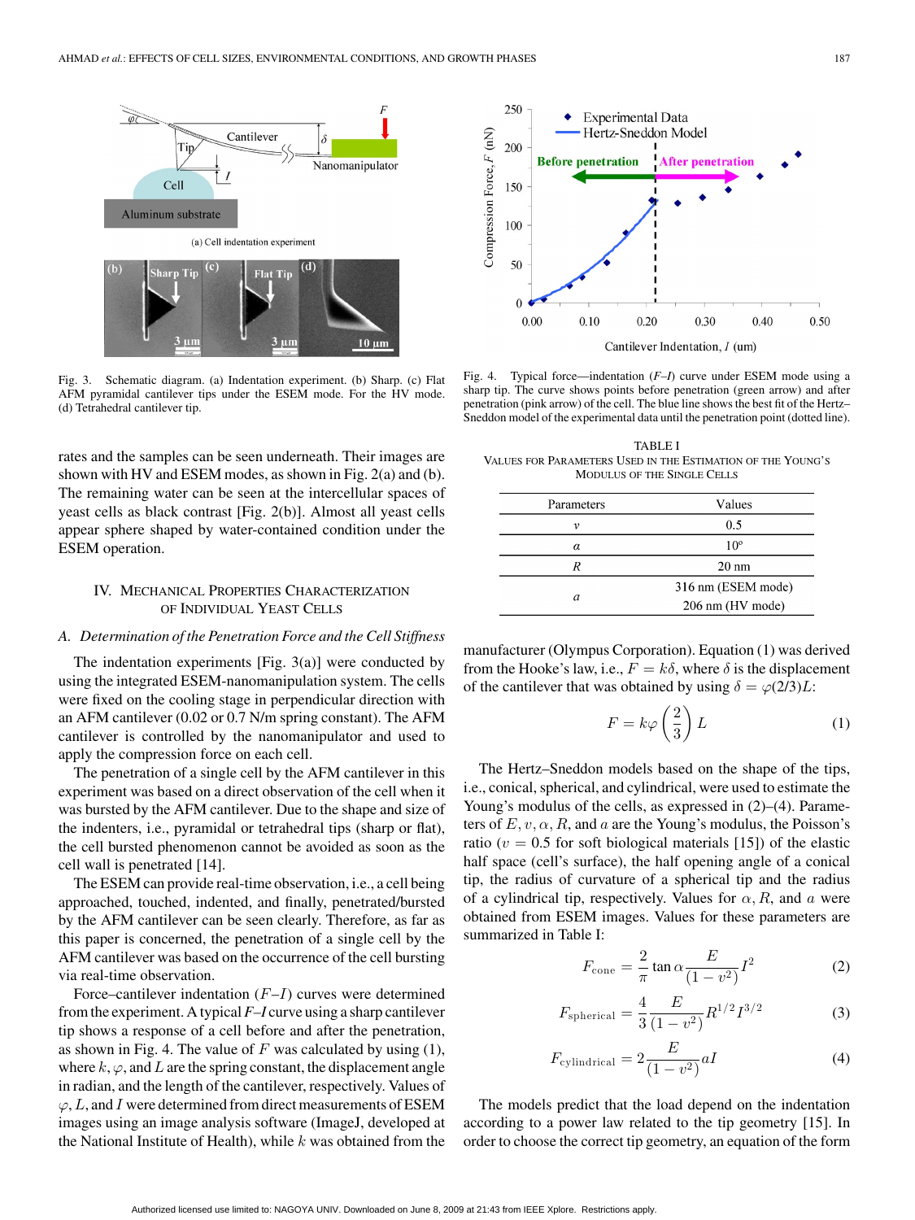Fig. 3. Schematic diagram. (a) Indentation experiment. (b) Sharp. (c) Flat AFM pyramidal cantilever tips under the ESEM mode. For the HV mode. (d) Tetrahedral cantilever tip.

Fig. 4. Typical force—indentation ($F$–$I$) curve under ESEM mode using a sharp tip. The curve shows points before penetration (green arrow) and after penetration (pink arrow) of the cell. The blue line shows the best fit of the Hertz–Sneddon model of the experimental data until the penetration point (dotted line).

rates and the samples can be seen underneath. Their images are shown with HV and ESEM modes, as shown in Fig. 2(a) and (b). The remaining water can be seen at the intercellular spaces of yeast cells as black contrast [Fig. 2(b)]. Almost all yeast cells appear sphere shaped by water-contained condition under the ESEM operation.

## IV. Mechanical Properties Characterization of Individual Yeast Cells

### A. *Determination of the Penetration Force and the Cell Stiffness*

The indentation experiments [Fig. 3(a)] were conducted by using the integrated ESEM-nanomanipulation system. The cells were fixed on the cooling stage in perpendicular direction with an AFM cantilever (0.02 or 0.7 N/m spring constant). The AFM cantilever is controlled by the nanomanipulator and used to apply the compression force on each cell.

The penetration of a single cell by the AFM cantilever in this experiment was based on a direct observation of the cell when it was bursted by the AFM cantilever. Due to the shape and size of the indenters, i.e., pyramidal or tetrahedral tips (sharp or flat), the cell bursted phenomenon cannot be avoided as soon as the cell wall is penetrated [14].

The ESEM can provide real-time observation, i.e., a cell being approached, touched, indented, and finally, penetrated/bursted by the AFM cantilever can be seen clearly. Therefore, as far as this paper is concerned, the penetration of a single cell by the AFM cantilever was based on the occurrence of the cell bursting via real-time observation.

Force–cantilever indentation ($F$–$I$) curves were determined from the experiment. A typical $F$–$I$ curve using a sharp cantilever tip shows a response of a cell before and after the penetration, as shown in Fig. 4. The value of $F$ was calculated by using (1), where $k, \varphi$, and $L$ are the spring constant, the displacement angle in radian, and the length of the cantilever, respectively. Values of $\varphi, L$, and $I$ were determined from direct measurements of ESEM images using an image analysis software (ImageJ, developed at the National Institute of Health), while $k$ was obtained from the manufacturer (Olympus Corporation). Equation (1) was derived from the Hooke's law, i.e., $F = k\delta$, where $\delta$ is the displacement of the cantilever that was obtained by using $\delta = \varphi(2/3)L$:

$$F = k\varphi\left(\frac{2}{3}\right)L \tag{1}$$

TABLE I
Values for Parameters Used in the Estimation of the Young's Modulus of the Single Cells

| Parameters | Values |
|---|---|
| $v$ | 0.5 |
| $\alpha$ | 10° |
| $R$ | 20 nm |
| $a$ | 316 nm (ESEM mode) |
| | 206 nm (HV mode) |

The Hertz–Sneddon models based on the shape of the tips, i.e., conical, spherical, and cylindrical, were used to estimate the Young's modulus of the cells, as expressed in (2)–(4). Parameters of $E, v, \alpha, R$, and $a$ are the Young's modulus, the Poisson's ratio ($v = 0.5$ for soft biological materials [15]) of the elastic half space (cell's surface), the half opening angle of a conical tip, the radius of curvature of a spherical tip and the radius of a cylindrical tip, respectively. Values for $\alpha, R$, and $a$ were obtained from ESEM images. Values for these parameters are summarized in Table I:

$$F_{\text{cone}} = \frac{2}{\pi}\tan\alpha\frac{E}{(1-v^2)}I^2 \tag{2}$$

$$F_{\text{spherical}} = \frac{4}{3}\frac{E}{(1-v^2)}R^{1/2}I^{3/2} \tag{3}$$

$$F_{\text{cylindrical}} = 2\frac{E}{(1-v^2)}aI \tag{4}$$

The models predict that the load depend on the indentation according to a power law related to the tip geometry [15]. In order to choose the correct tip geometry, an equation of the form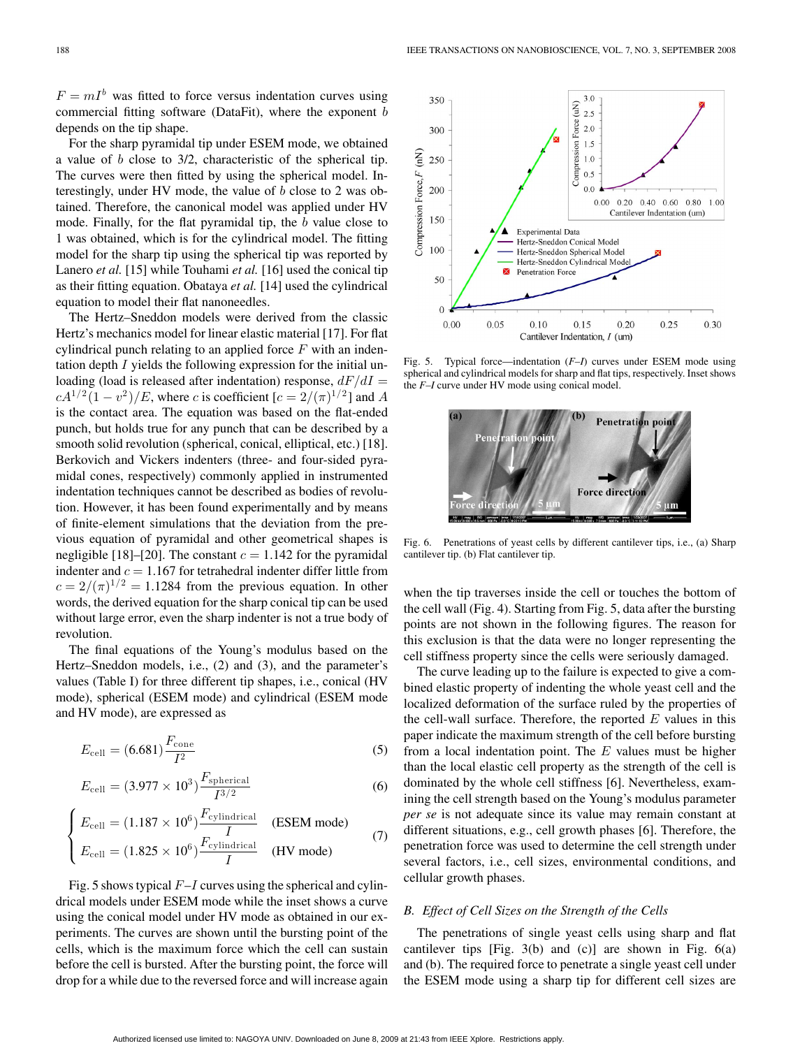$F = mI^b$ was fitted to force versus indentation curves using commercial fitting software (DataFit), where the exponent $b$ depends on the tip shape.

For the sharp pyramidal tip under ESEM mode, we obtained a value of $b$ close to 3/2, characteristic of the spherical tip. The curves were then fitted by using the spherical model. Interestingly, under HV mode, the value of $b$ close to 2 was obtained. Therefore, the canonical model was applied under HV mode. Finally, for the flat pyramidal tip, the $b$ value close to 1 was obtained, which is for the cylindrical model. The fitting model for the sharp tip using the spherical tip was reported by Lanero *et al.* [15] while Touhami *et al.* [16] used the conical tip as their fitting equation. Obataya *et al.* [14] used the cylindrical equation to model their flat nanoneedles.

The Hertz–Sneddon models were derived from the classic Hertz's mechanics model for linear elastic material [17]. For flat cylindrical punch relating to an applied force $F$ with an indentation depth $I$ yields the following expression for the initial unloading (load is released after indentation) response, $dF/dI = cA^{1/2}(1 - v^2)/E$, where $c$ is coefficient [$c = 2/(\pi)^{1/2}$] and $A$ is the contact area. The equation was based on the flat-ended punch, but holds true for any punch that can be described by a smooth solid revolution (spherical, conical, elliptical, etc.) [18]. Berkovich and Vickers indenters (three- and four-sided pyramidal cones, respectively) commonly applied in instrumented indentation techniques cannot be described as bodies of revolution. However, it has been found experimentally and by means of finite-element simulations that the deviation from the previous equation of pyramidal and other geometrical shapes is negligible [18]–[20]. The constant $c = 1.142$ for the pyramidal indenter and $c = 1.167$ for tetrahedral indenter differ little from $c = 2/(\pi)^{1/2} = 1.1284$ from the previous equation. In other words, the derived equation for the sharp conical tip can be used without large error, even the sharp indenter is not a true body of revolution.

The final equations of the Young's modulus based on the Hertz–Sneddon models, i.e., (2) and (3), and the parameter's values (Table I) for three different tip shapes, i.e., conical (HV mode), spherical (ESEM mode) and cylindrical (ESEM mode and HV mode), are expressed as

$$E_{\text{cell}} = (6.681)\frac{F_{\text{cone}}}{I^2} \tag{5}$$

$$E_{\text{cell}} = (3.977 \times 10^3)\frac{F_{\text{spherical}}}{I^{3/2}} \tag{6}$$

$$\begin{cases} E_{\text{cell}} = (1.187 \times 10^6)\dfrac{F_{\text{cylindrical}}}{I} & \text{(ESEM mode)} \\ E_{\text{cell}} = (1.825 \times 10^6)\dfrac{F_{\text{cylindrical}}}{I} & \text{(HV mode)} \end{cases} \tag{7}$$

Fig. 5 shows typical $F$–$I$ curves using the spherical and cylindrical models under ESEM mode while the inset shows a curve using the conical model under HV mode as obtained in our experiments. The curves are shown until the bursting point of the cells, which is the maximum force which the cell can sustain before the cell is bursted. After the bursting point, the force will drop for a while due to the reversed force and will increase again when the tip traverses inside the cell or touches the bottom of the cell wall (Fig. 4). Starting from Fig. 5, data after the bursting points are not shown in the following figures. The reason for this exclusion is that the data were no longer representing the cell stiffness property since the cells were seriously damaged.

Fig. 5. Typical force—indentation ($F$–$I$) curves under ESEM mode using spherical and cylindrical models for sharp and flat tips, respectively. Inset shows the $F$–$I$ curve under HV mode using conical model.

Fig. 6. Penetrations of yeast cells by different cantilever tips, i.e., (a) Sharp cantilever tip. (b) Flat cantilever tip.

The curve leading up to the failure is expected to give a combined elastic property of indenting the whole yeast cell and the localized deformation of the surface ruled by the properties of the cell-wall surface. Therefore, the reported $E$ values in this paper indicate the maximum strength of the cell before bursting from a local indentation point. The $E$ values must be higher than the local elastic cell property as the strength of the cell is dominated by the whole cell stiffness [6]. Nevertheless, examining the cell strength based on the Young's modulus parameter *per se* is not adequate since its value may remain constant at different situations, e.g., cell growth phases [6]. Therefore, the penetration force was used to determine the cell strength under several factors, i.e., cell sizes, environmental conditions, and cellular growth phases.

### B. Effect of Cell Sizes on the Strength of the Cells

The penetrations of single yeast cells using sharp and flat cantilever tips [Fig. 3(b) and (c)] are shown in Fig. 6(a) and (b). The required force to penetrate a single yeast cell under the ESEM mode using a sharp tip for different cell sizes are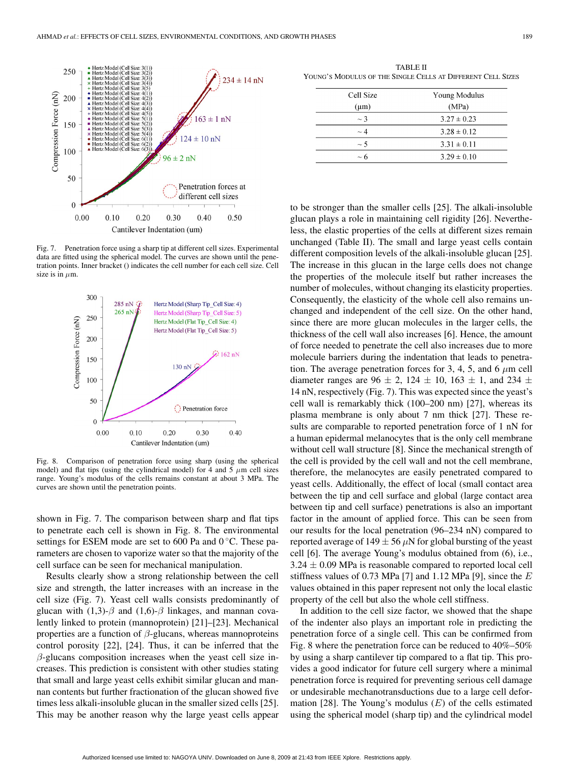Fig. 7. Penetration force using a sharp tip at different cell sizes. Experimental data are fitted using the spherical model. The curves are shown until the penetration points. Inner bracket () indicates the cell number for each cell size. Cell size is in $\mu$m.

Fig. 8. Comparison of penetration force using sharp (using the spherical model) and flat tips (using the cylindrical model) for 4 and 5 $\mu$m cell sizes range. Young's modulus of the cells remains constant at about 3 MPa. The curves are shown until the penetration points.

shown in Fig. 7. The comparison between sharp and flat tips to penetrate each cell is shown in Fig. 8. The environmental settings for ESEM mode are set to 600 Pa and 0 °C. These parameters are chosen to vaporize water so that the majority of the cell surface can be seen for mechanical manipulation.

Results clearly show a strong relationship between the cell size and strength, the latter increases with an increase in the cell size (Fig. 7). Yeast cell walls consists predominantly of glucan with (1,3)-$\beta$ and (1,6)-$\beta$ linkages, and mannan covalently linked to protein (mannoprotein) [21]–[23]. Mechanical properties are a function of $\beta$-glucans, whereas mannoproteins control porosity [22], [24]. Thus, it can be inferred that the $\beta$-glucans composition increases when the yeast cell size increases. This prediction is consistent with other studies stating that small and large yeast cells exhibit similar glucan and mannan contents but further fractionation of the glucan showed five times less alkali-insoluble glucan in the smaller sized cells [25]. This may be another reason why the large yeast cells appear to be stronger than the smaller cells [25]. The alkali-insoluble glucan plays a role in maintaining cell rigidity [26]. Nevertheless, the elastic properties of the cells at different sizes remain unchanged (Table II). The small and large yeast cells contain different composition levels of the alkali-insoluble glucan [25]. The increase in this glucan in the large cells does not change the properties of the molecule itself but rather increases the number of molecules, without changing its elasticity properties. Consequently, the elasticity of the whole cell also remains unchanged and independent of the cell size. On the other hand, since there are more glucan molecules in the larger cells, the thickness of the cell wall also increases [6]. Hence, the amount of force needed to penetrate the cell also increases due to more molecule barriers during the indentation that leads to penetration. The average penetration forces for 3, 4, 5, and 6 $\mu$m cell diameter ranges are 96 ± 2, 124 ± 10, 163 ± 1, and 234 ± 14 nN, respectively (Fig. 7). This was expected since the yeast's cell wall is remarkably thick (100–200 nm) [27], whereas its plasma membrane is only about 7 nm thick [27]. These results are comparable to reported penetration force of 1 nN for a human epidermal melanocytes that is the only cell membrane without cell wall structure [8]. Since the mechanical strength of the cell is provided by the cell wall and not the cell membrane, therefore, the melanocytes are easily penetrated compared to yeast cells. Additionally, the effect of local (small contact area between the tip and cell surface and global (large contact area between tip and cell surface) penetrations is also an important factor in the amount of applied force. This can be seen from our results for the local penetration (96–234 nN) compared to reported average of 149 ± 56 $\mu$N for global bursting of the yeast cell [6]. The average Young's modulus obtained from (6), i.e., 3.24 ± 0.09 MPa is reasonable compared to reported local cell stiffness values of 0.73 MPa [7] and 1.12 MPa [9], since the $E$ values obtained in this paper represent not only the local elastic property of the cell but also the whole cell stiffness.

TABLE II
YOUNG'S MODULUS OF THE SINGLE CELLS AT DIFFERENT CELL SIZES

| Cell Size ($\mu$m) | Young Modulus (MPa) |
|---|---|
| ~ 3 | 3.27 ± 0.23 |
| ~ 4 | 3.28 ± 0.12 |
| ~ 5 | 3.31 ± 0.11 |
| ~ 6 | 3.29 ± 0.10 |

In addition to the cell size factor, we showed that the shape of the indenter also plays an important role in predicting the penetration force of a single cell. This can be confirmed from Fig. 8 where the penetration force can be reduced to 40%–50% by using a sharp cantilever tip compared to a flat tip. This provides a good indicator for future cell surgery where a minimal penetration force is required for preventing serious cell damage or undesirable mechanotransductions due to a large cell deformation [28]. The Young's modulus ($E$) of the cells estimated using the spherical model (sharp tip) and the cylindrical model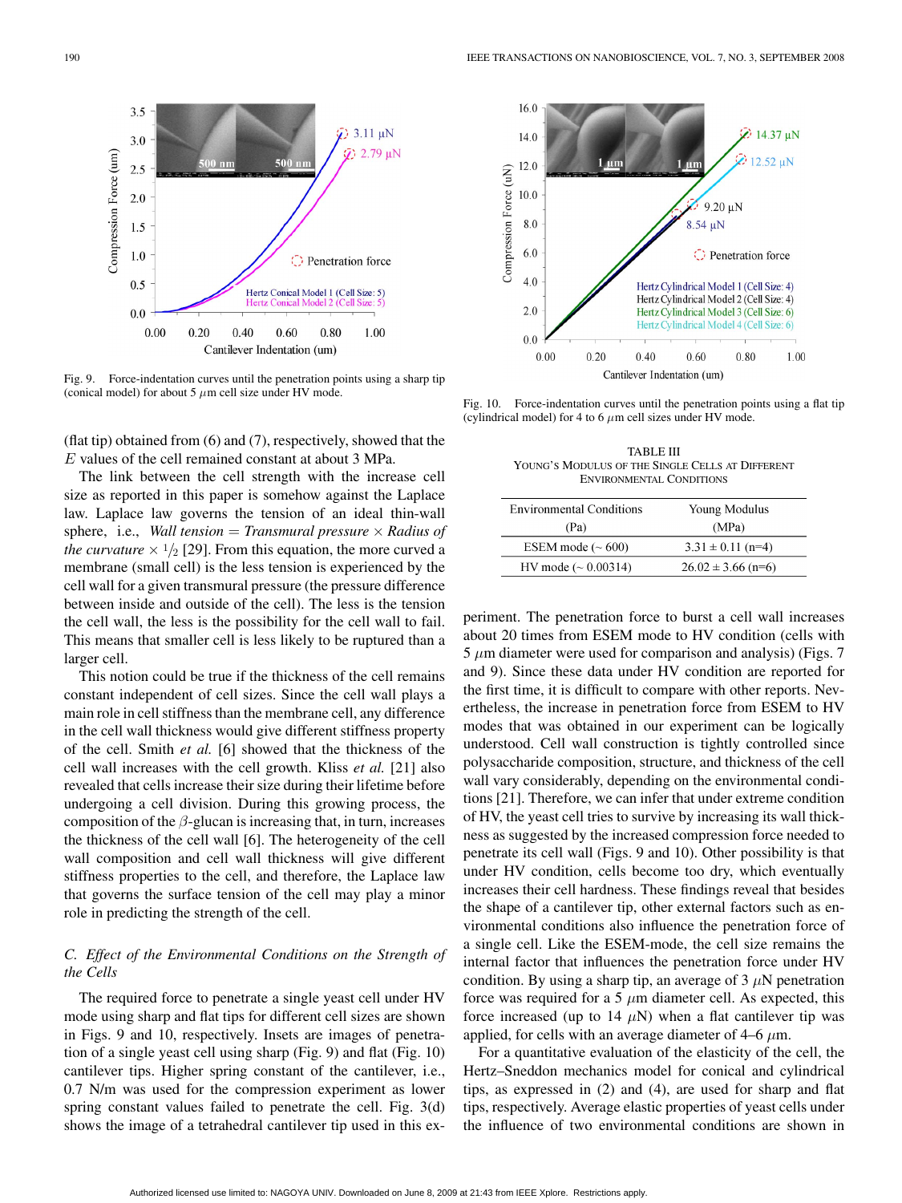Fig. 9. Force-indentation curves until the penetration points using a sharp tip (conical model) for about 5 $\mu$m cell size under HV mode.

(flat tip) obtained from (6) and (7), respectively, showed that the $E$ values of the cell remained constant at about 3 MPa.

The link between the cell strength with the increase cell size as reported in this paper is somehow against the Laplace law. Laplace law governs the tension of an ideal thin-wall sphere, i.e., *Wall tension* = *Transmural pressure* × *Radius of the curvature* × 1/2 [29]. From this equation, the more curved a membrane (small cell) is the less tension is experienced by the cell wall for a given transmural pressure (the pressure difference between inside and outside of the cell). The less is the tension the cell wall, the less is the possibility for the cell wall to fail. This means that smaller cell is less likely to be ruptured than a larger cell.

This notion could be true if the thickness of the cell remains constant independent of cell sizes. Since the cell wall plays a main role in cell stiffness than the membrane cell, any difference in the cell wall thickness would give different stiffness property of the cell. Smith *et al.* [6] showed that the thickness of the cell wall increases with the cell growth. Kliss *et al.* [21] also revealed that cells increase their size during their lifetime before undergoing a cell division. During this growing process, the composition of the $\beta$-glucan is increasing that, in turn, increases the thickness of the cell wall [6]. The heterogeneity of the cell wall composition and cell wall thickness will give different stiffness properties to the cell, and therefore, the Laplace law that governs the surface tension of the cell may play a minor role in predicting the strength of the cell.

### C. Effect of the Environmental Conditions on the Strength of the Cells

The required force to penetrate a single yeast cell under HV mode using sharp and flat tips for different cell sizes are shown in Figs. 9 and 10, respectively. Insets are images of penetration of a single yeast cell using sharp (Fig. 9) and flat (Fig. 10) cantilever tips. Higher spring constant of the cantilever, i.e., 0.7 N/m was used for the compression experiment as lower spring constant values failed to penetrate the cell. Fig. 3(d) shows the image of a tetrahedral cantilever tip used in this experiment. The penetration force to burst a cell wall increases about 20 times from ESEM mode to HV condition (cells with 5 $\mu$m diameter were used for comparison and analysis) (Figs. 7 and 9). Since these data under HV condition are reported for the first time, it is difficult to compare with other reports. Nevertheless, the increase in penetration force from ESEM to HV modes that was obtained in our experiment can be logically understood. Cell wall construction is tightly controlled since polysaccharide composition, structure, and thickness of the cell wall vary considerably, depending on the environmental conditions [21]. Therefore, we can infer that under extreme condition of HV, the yeast cell tries to survive by increasing its wall thickness as suggested by the increased compression force needed to penetrate its cell wall (Figs. 9 and 10). Other possibility is that under HV condition, cells become too dry, which eventually increases their cell hardness. These findings reveal that besides the shape of a cantilever tip, other external factors such as environmental conditions also influence the penetration force of a single cell. Like the ESEM-mode, the cell size remains the internal factor that influences the penetration force under HV condition. By using a sharp tip, an average of 3 $\mu$N penetration force was required for a 5 $\mu$m diameter cell. As expected, this force increased (up to 14 $\mu$N) when a flat cantilever tip was applied, for cells with an average diameter of 4–6 $\mu$m.

For a quantitative evaluation of the elasticity of the cell, the Hertz–Sneddon mechanics model for conical and cylindrical tips, as expressed in (2) and (4), are used for sharp and flat tips, respectively. Average elastic properties of yeast cells under the influence of two environmental conditions are shown in

Fig. 10. Force-indentation curves until the penetration points using a flat tip (cylindrical model) for 4 to 6 $\mu$m cell sizes under HV mode.

TABLE III
YOUNG'S MODULUS OF THE SINGLE CELLS AT DIFFERENT ENVIRONMENTAL CONDITIONS

| Environmental Conditions (Pa) | Young Modulus (MPa) |
|---|---|
| ESEM mode (~ 600) | 3.31 ± 0.11 (n=4) |
| HV mode (~ 0.00314) | 26.02 ± 3.66 (n=6) |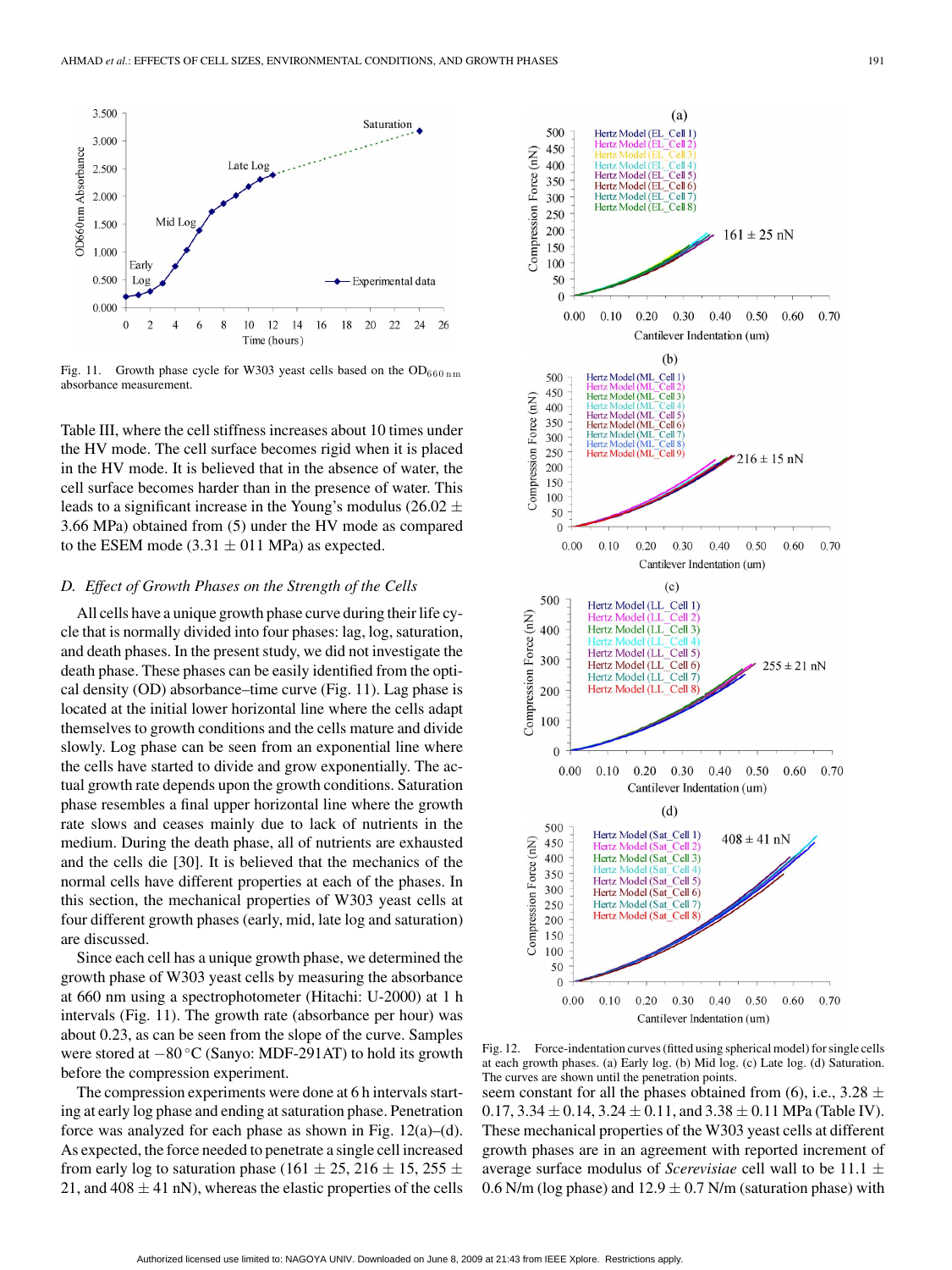Fig. 11. Growth phase cycle for W303 yeast cells based on the $OD_{660\,nm}$ absorbance measurement.

Table III, where the cell stiffness increases about 10 times under the HV mode. The cell surface becomes rigid when it is placed in the HV mode. It is believed that in the absence of water, the cell surface becomes harder than in the presence of water. This leads to a significant increase in the Young's modulus (26.02 $\pm$ 3.66 MPa) obtained from (5) under the HV mode as compared to the ESEM mode (3.31 $\pm$ 011 MPa) as expected.

### D. *Effect of Growth Phases on the Strength of the Cells*

All cells have a unique growth phase curve during their life cycle that is normally divided into four phases: lag, log, saturation, and death phases. In the present study, we did not investigate the death phase. These phases can be easily identified from the optical density (OD) absorbance–time curve (Fig. 11). Lag phase is located at the initial lower horizontal line where the cells adapt themselves to growth conditions and the cells mature and divide slowly. Log phase can be seen from an exponential line where the cells have started to divide and grow exponentially. The actual growth rate depends upon the growth conditions. Saturation phase resembles a final upper horizontal line where the growth rate slows and ceases mainly due to lack of nutrients in the medium. During the death phase, all of nutrients are exhausted and the cells die [30]. It is believed that the mechanics of the normal cells have different properties at each of the phases. In this section, the mechanical properties of W303 yeast cells at four different growth phases (early, mid, late log and saturation) are discussed.

Since each cell has a unique growth phase, we determined the growth phase of W303 yeast cells by measuring the absorbance at 660 nm using a spectrophotometer (Hitachi: U-2000) at 1 h intervals (Fig. 11). The growth rate (absorbance per hour) was about 0.23, as can be seen from the slope of the curve. Samples were stored at $-80\,^{\circ}$C (Sanyo: MDF-291AT) to hold its growth before the compression experiment.

The compression experiments were done at 6 h intervals starting at early log phase and ending at saturation phase. Penetration force was analyzed for each phase as shown in Fig. 12(a)–(d). As expected, the force needed to penetrate a single cell increased from early log to saturation phase (161 $\pm$ 25, 216 $\pm$ 15, 255 $\pm$ 21, and 408 $\pm$ 41 nN), whereas the elastic properties of the cells seem constant for all the phases obtained from (6), i.e., 3.28 $\pm$ 0.17, 3.34 $\pm$ 0.14, 3.24 $\pm$ 0.11, and 3.38 $\pm$ 0.11 MPa (Table IV). These mechanical properties of the W303 yeast cells at different growth phases are in an agreement with reported increment of average surface modulus of *Scerevisiae* cell wall to be 11.1 $\pm$ 0.6 N/m (log phase) and 12.9 $\pm$ 0.7 N/m (saturation phase) with

Fig. 12. Force-indentation curves (fitted using spherical model) for single cells at each growth phases. (a) Early log. (b) Mid log. (c) Late log. (d) Saturation. The curves are shown until the penetration points.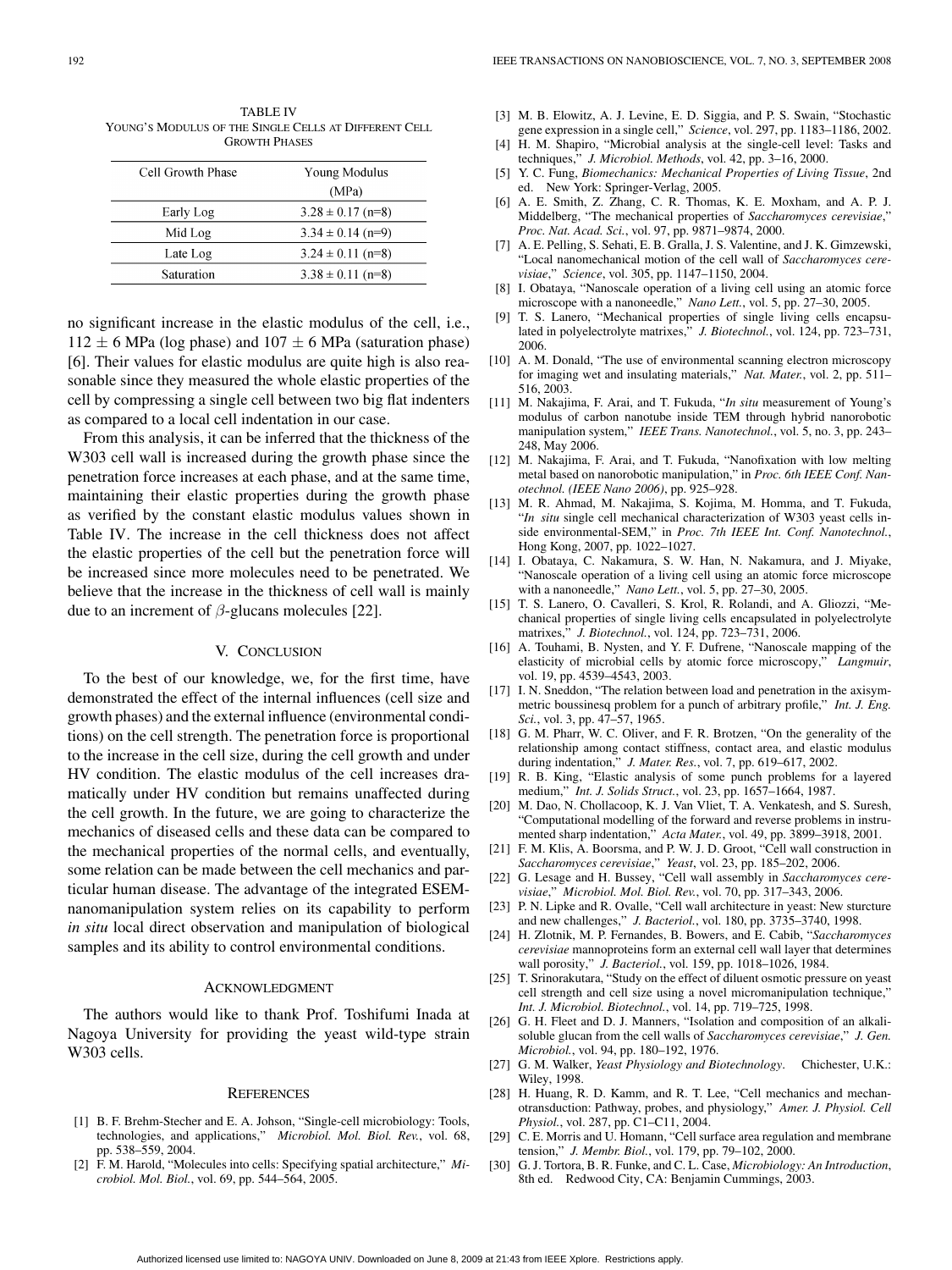TABLE IV
YOUNG'S MODULUS OF THE SINGLE CELLS AT DIFFERENT CELL GROWTH PHASES

| Cell Growth Phase | Young Modulus (MPa) |
|---|---|
| Early Log | $3.28 \pm 0.17$ (n=8) |
| Mid Log | $3.34 \pm 0.14$ (n=9) |
| Late Log | $3.24 \pm 0.11$ (n=8) |
| Saturation | $3.38 \pm 0.11$ (n=8) |

no significant increase in the elastic modulus of the cell, i.e., $112 \pm 6$ MPa (log phase) and $107 \pm 6$ MPa (saturation phase) [6]. Their values for elastic modulus are quite high is also reasonable since they measured the whole elastic properties of the cell by compressing a single cell between two big flat indenters as compared to a local cell indentation in our case.

From this analysis, it can be inferred that the thickness of the W303 cell wall is increased during the growth phase since the penetration force increases at each phase, and at the same time, maintaining their elastic properties during the growth phase as verified by the constant elastic modulus values shown in Table IV. The increase in the cell thickness does not affect the elastic properties of the cell but the penetration force will be increased since more molecules need to be penetrated. We believe that the increase in the thickness of cell wall is mainly due to an increment of $\beta$-glucans molecules [22].

## V. Conclusion

To the best of our knowledge, we, for the first time, have demonstrated the effect of the internal influences (cell size and growth phases) and the external influence (environmental conditions) on the cell strength. The penetration force is proportional to the increase in the cell size, during the cell growth and under HV condition. The elastic modulus of the cell increases dramatically under HV condition but remains unaffected during the cell growth. In the future, we are going to characterize the mechanics of diseased cells and these data can be compared to the mechanical properties of the normal cells, and eventually, some relation can be made between the cell mechanics and particular human disease. The advantage of the integrated ESEM-nanomanipulation system relies on its capability to perform *in situ* local direct observation and manipulation of biological samples and its ability to control environmental conditions.

## Acknowledgment

The authors would like to thank Prof. Toshifumi Inada at Nagoya University for providing the yeast wild-type strain W303 cells.

## References

[1] B. F. Brehm-Stecher and E. A. Johson, "Single-cell microbiology: Tools, technologies, and applications," *Microbiol. Mol. Biol. Rev.*, vol. 68, pp. 538–559, 2004.

[2] F. M. Harold, "Molecules into cells: Specifying spatial architecture," *Microbiol. Mol. Biol.*, vol. 69, pp. 544–564, 2005.

[3] M. B. Elowitz, A. J. Levine, E. D. Siggia, and P. S. Swain, "Stochastic gene expression in a single cell," *Science*, vol. 297, pp. 1183–1186, 2002.

[4] H. M. Shapiro, "Microbial analysis at the single-cell level: Tasks and techniques," *J. Microbiol. Methods*, vol. 42, pp. 3–16, 2000.

[5] Y. C. Fung, *Biomechanics: Mechanical Properties of Living Tissue*, 2nd ed. New York: Springer-Verlag, 2005.

[6] A. E. Smith, Z. Zhang, C. R. Thomas, K. E. Moxham, and A. P. J. Middelberg, "The mechanical properties of *Saccharomyces cerevisiae*," *Proc. Nat. Acad. Sci.*, vol. 97, pp. 9871–9874, 2000.

[7] A. E. Pelling, S. Sehati, E. B. Gralla, J. S. Valentine, and J. K. Gimzewski, "Local nanomechanical motion of the cell wall of *Saccharomyces cerevisiae*," *Science*, vol. 305, pp. 1147–1150, 2004.

[8] I. Obataya, "Nanoscale operation of a living cell using an atomic force microscope with a nanoneedle," *Nano Lett.*, vol. 5, pp. 27–30, 2005.

[9] T. S. Lanero, "Mechanical properties of single living cells encapsulated in polyelectrolyte matrixes," *J. Biotechnol.*, vol. 124, pp. 723–731, 2006.

[10] A. M. Donald, "The use of environmental scanning electron microscopy for imaging wet and insulating materials," *Nat. Mater.*, vol. 2, pp. 511–516, 2003.

[11] M. Nakajima, F. Arai, and T. Fukuda, "*In situ* measurement of Young's modulus of carbon nanotube inside TEM through hybrid nanorobotic manipulation system," *IEEE Trans. Nanotechnol.*, vol. 5, no. 3, pp. 243–248, May 2006.

[12] M. Nakajima, F. Arai, and T. Fukuda, "Nanofixation with low melting metal based on nanorobotic manipulation," in *Proc. 6th IEEE Conf. Nanotechnol. (IEEE Nano 2006)*, pp. 925–928.

[13] M. R. Ahmad, M. Nakajima, S. Kojima, M. Homma, and T. Fukuda, "*In situ* single cell mechanical characterization of W303 yeast cells inside environmental-SEM," in *Proc. 7th IEEE Int. Conf. Nanotechnol.*, Hong Kong, 2007, pp. 1022–1027.

[14] I. Obataya, C. Nakamura, S. W. Han, N. Nakamura, and J. Miyake, "Nanoscale operation of a living cell using an atomic force microscope with a nanoneedle," *Nano Lett.*, vol. 5, pp. 27–30, 2005.

[15] T. S. Lanero, O. Cavalleri, S. Krol, R. Rolandi, and A. Gliozzi, "Mechanical properties of single living cells encapsulated in polyelectrolyte matrixes," *J. Biotechnol.*, vol. 124, pp. 723–731, 2006.

[16] A. Touhami, B. Nysten, and Y. F. Dufrene, "Nanoscale mapping of the elasticity of microbial cells by atomic force microscopy," *Langmuir*, vol. 19, pp. 4539–4543, 2003.

[17] I. N. Sneddon, "The relation between load and penetration in the axisymmetric boussinesq problem for a punch of arbitrary profile," *Int. J. Eng. Sci.*, vol. 3, pp. 47–57, 1965.

[18] G. M. Pharr, W. C. Oliver, and F. R. Brotzen, "On the generality of the relationship among contact stiffness, contact area, and elastic modulus during indentation," *J. Mater. Res.*, vol. 7, pp. 619–617, 2002.

[19] R. B. King, "Elastic analysis of some punch problems for a layered medium," *Int. J. Solids Struct.*, vol. 23, pp. 1657–1664, 1987.

[20] M. Dao, N. Chollacoop, K. J. Van Vliet, T. A. Venkatesh, and S. Suresh, "Computational modelling of the forward and reverse problems in instrumented sharp indentation," *Acta Mater.*, vol. 49, pp. 3899–3918, 2001.

[21] F. M. Klis, A. Boorsma, and P. W. J. D. Groot, "Cell wall construction in *Saccharomyces cerevisiae*," *Yeast*, vol. 23, pp. 185–202, 2006.

[22] G. Lesage and H. Bussey, "Cell wall assembly in *Saccharomyces cerevisiae*," *Microbiol. Mol. Biol. Rev.*, vol. 70, pp. 317–343, 2006.

[23] P. N. Lipke and R. Ovalle, "Cell wall architecture in yeast: New sturcture and new challenges," *J. Bacteriol.*, vol. 180, pp. 3735–3740, 1998.

[24] H. Zlotnik, M. P. Fernandes, B. Bowers, and E. Cabib, "*Saccharomyces cerevisiae* mannoproteins form an external cell wall layer that determines wall porosity," *J. Bacteriol.*, vol. 159, pp. 1018–1026, 1984.

[25] T. Srinorakutara, "Study on the effect of diluent osmotic pressure on yeast cell strength and cell size using a novel micromanipulation technique," *Int. J. Microbiol. Biotechnol.*, vol. 14, pp. 719–725, 1998.

[26] G. H. Fleet and D. J. Manners, "Isolation and composition of an alkali-soluble glucan from the cell walls of *Saccharomyces cerevisiae*," *J. Gen. Microbiol.*, vol. 94, pp. 180–192, 1976.

[27] G. M. Walker, *Yeast Physiology and Biotechnology*. Chichester, U.K.: Wiley, 1998.

[28] H. Huang, R. D. Kamm, and R. T. Lee, "Cell mechanics and mechanotransduction: Pathway, probes, and physiology," *Amer. J. Physiol. Cell Physiol.*, vol. 287, pp. C1–C11, 2004.

[29] C. E. Morris and U. Homann, "Cell surface area regulation and membrane tension," *J. Membr. Biol.*, vol. 179, pp. 79–102, 2000.

[30] G. J. Tortora, B. R. Funke, and C. L. Case, *Microbiology: An Introduction*, 8th ed. Redwood City, CA: Benjamin Cummings, 2003.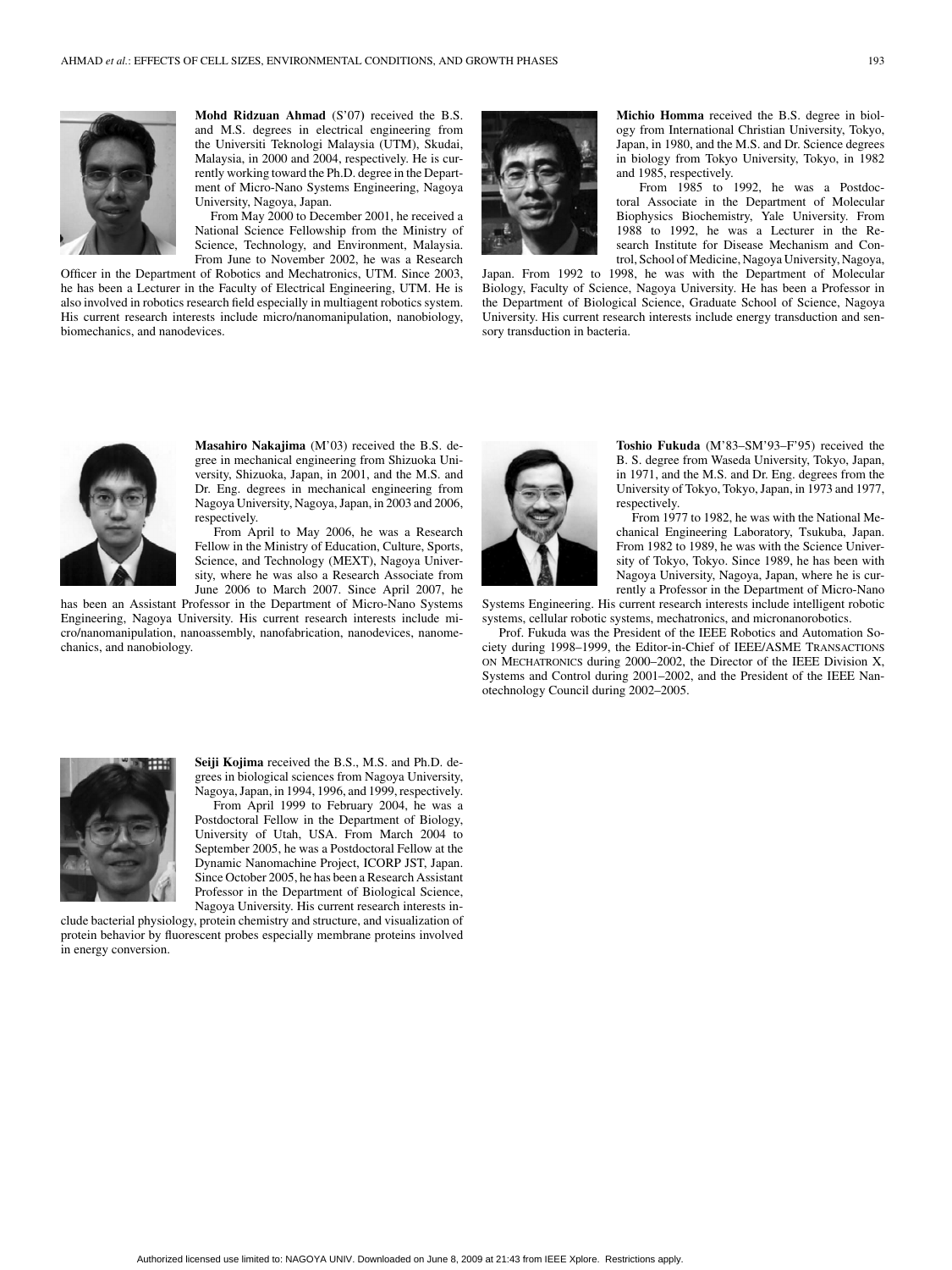**Mohd Ridzuan Ahmad** (S'07) received the B.S. and M.S. degrees in electrical engineering from the Universiti Teknologi Malaysia (UTM), Skudai, Malaysia, in 2000 and 2004, respectively. He is currently working toward the Ph.D. degree in the Department of Micro-Nano Systems Engineering, Nagoya University, Nagoya, Japan.

From May 2000 to December 2001, he received a National Science Fellowship from the Ministry of Science, Technology, and Environment, Malaysia. From June to November 2002, he was a Research Officer in the Department of Robotics and Mechatronics, UTM. Since 2003, he has been a Lecturer in the Faculty of Electrical Engineering, UTM. He is also involved in robotics research field especially in multiagent robotics system. His current research interests include micro/nanomanipulation, nanobiology, biomechanics, and nanodevices.

**Masahiro Nakajima** (M'03) received the B.S. degree in mechanical engineering from Shizuoka University, Shizuoka, Japan, in 2001, and the M.S. and Dr. Eng. degrees in mechanical engineering from Nagoya University, Nagoya, Japan, in 2003 and 2006, respectively.

From April to May 2006, he was a Research Fellow in the Ministry of Education, Culture, Sports, Science, and Technology (MEXT), Nagoya University, where he was also a Research Associate from June 2006 to March 2007. Since April 2007, he has been an Assistant Professor in the Department of Micro-Nano Systems Engineering, Nagoya University. His current research interests include micro/nanomanipulation, nanoassembly, nanofabrication, nanodevices, nanomechanics, and nanobiology.

**Seiji Kojima** received the B.S., M.S. and Ph.D. degrees in biological sciences from Nagoya University, Nagoya, Japan, in 1994, 1996, and 1999, respectively.

From April 1999 to February 2004, he was a Postdoctoral Fellow in the Department of Biology, University of Utah, USA. From March 2004 to September 2005, he was a Postdoctoral Fellow at the Dynamic Nanomachine Project, ICORP JST, Japan. Since October 2005, he has been a Research Assistant Professor in the Department of Biological Science, Nagoya University. His current research interests include bacterial physiology, protein chemistry and structure, and visualization of protein behavior by fluorescent probes especially membrane proteins involved in energy conversion.

**Michio Homma** received the B.S. degree in biology from International Christian University, Tokyo, Japan, in 1980, and the M.S. and Dr. Science degrees in biology from Tokyo University, Tokyo, in 1982 and 1985, respectively.

From 1985 to 1992, he was a Postdoctoral Associate in the Department of Molecular Biophysics Biochemistry, Yale University. From 1988 to 1992, he was a Lecturer in the Research Institute for Disease Mechanism and Control, School of Medicine, Nagoya University, Nagoya, Japan. From 1992 to 1998, he was with the Department of Molecular Biology, Faculty of Science, Nagoya University. He has been a Professor in the Department of Biological Science, Graduate School of Science, Nagoya University. His current research interests include energy transduction and sensory transduction in bacteria.

**Toshio Fukuda** (M'83–SM'93–F'95) received the B. S. degree from Waseda University, Tokyo, Japan, in 1971, and the M.S. and Dr. Eng. degrees from the University of Tokyo, Tokyo, Japan, in 1973 and 1977, respectively.

From 1977 to 1982, he was with the National Mechanical Engineering Laboratory, Tsukuba, Japan. From 1982 to 1989, he was with the Science University of Tokyo, Tokyo. Since 1989, he has been with Nagoya University, Nagoya, Japan, where he is currently a Professor in the Department of Micro-Nano Systems Engineering. His current research interests include intelligent robotic systems, cellular robotic systems, mechatronics, and micronanorobotics.

Prof. Fukuda was the President of the IEEE Robotics and Automation Society during 1998–1999, the Editor-in-Chief of IEEE/ASME TRANSACTIONS ON MECHATRONICS during 2000–2002, the Director of the IEEE Division X, Systems and Control during 2001–2002, and the President of the IEEE Nanotechnology Council during 2002–2005.